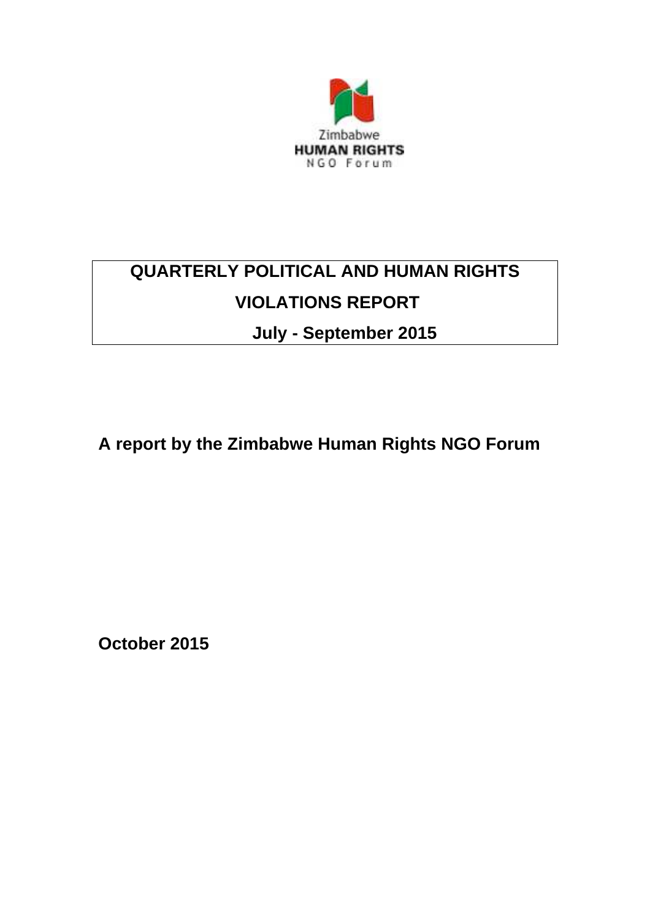Zimbabwe
**HUMAN RIGHTS**
NGO Forum

# QUARTERLY POLITICAL AND HUMAN RIGHTS VIOLATIONS REPORT

## July - September 2015

**A report by the Zimbabwe Human Rights NGO Forum**

**October 2015**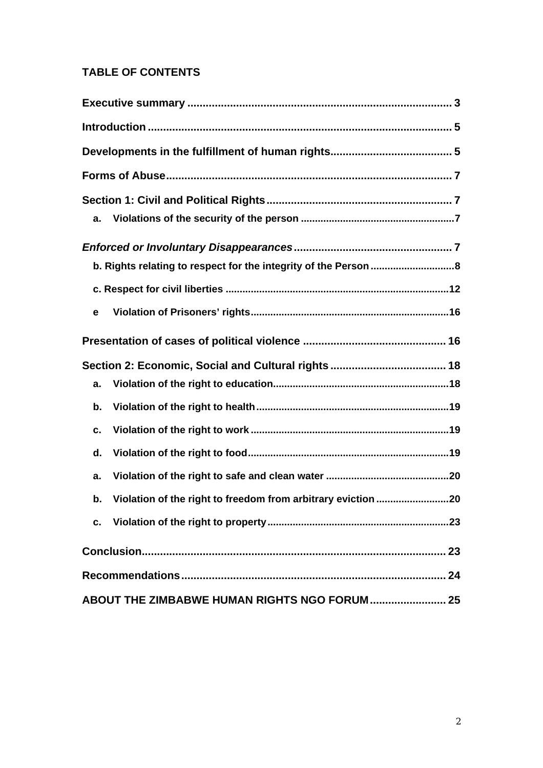## TABLE OF CONTENTS

**Executive summary** ........................................................................................ 3

**Introduction** .................................................................................................... 5

**Developments in the fulfillment of human rights**........................................ 5

**Forms of Abuse**.............................................................................................. 7

**Section 1: Civil and Political Rights**............................................................ 7

- **a. Violations of the security of the person** ...................................................... 7

***Enforced or Involuntary Disappearances***.................................................... 7

- **b. Rights relating to respect for the integrity of the Person** ............................. 8
- **c. Respect for civil liberties** ............................................................................... 12
- **e Violation of Prisoners' rights**....................................................................... 16

**Presentation of cases of political violence** ............................................... 16

**Section 2: Economic, Social and Cultural rights** ...................................... 18

- **a. Violation of the right to education**............................................................... 18
- **b. Violation of the right to health**.................................................................... 19
- **c. Violation of the right to work** ...................................................................... 19
- **d. Violation of the right to food**....................................................................... 19
- **a. Violation of the right to safe and clean water** ............................................ 20
- **b. Violation of the right to freedom from arbitrary eviction** .......................... 20
- **c. Violation of the right to property**................................................................ 23

**Conclusion**...................................................................................................... 23

**Recommendations**......................................................................................... 24

**ABOUT THE ZIMBABWE HUMAN RIGHTS NGO FORUM** ......................... 25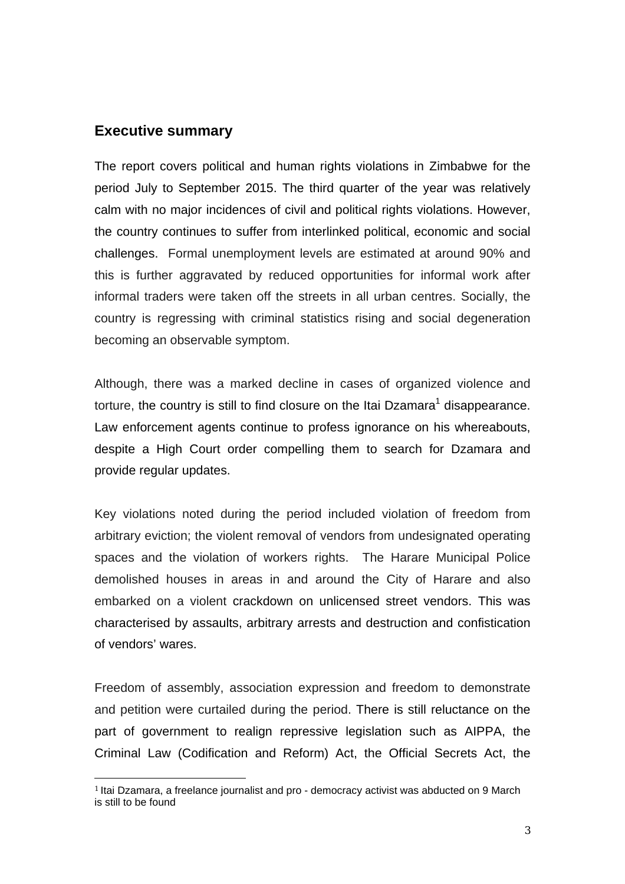## Executive summary

The report covers political and human rights violations in Zimbabwe for the period July to September 2015. The third quarter of the year was relatively calm with no major incidences of civil and political rights violations. However, the country continues to suffer from interlinked political, economic and social challenges. Formal unemployment levels are estimated at around 90% and this is further aggravated by reduced opportunities for informal work after informal traders were taken off the streets in all urban centres. Socially, the country is regressing with criminal statistics rising and social degeneration becoming an observable symptom.

Although, there was a marked decline in cases of organized violence and torture, the country is still to find closure on the Itai Dzamara[1] disappearance. Law enforcement agents continue to profess ignorance on his whereabouts, despite a High Court order compelling them to search for Dzamara and provide regular updates.

Key violations noted during the period included violation of freedom from arbitrary eviction; the violent removal of vendors from undesignated operating spaces and the violation of workers rights. The Harare Municipal Police demolished houses in areas in and around the City of Harare and also embarked on a violent crackdown on unlicensed street vendors. This was characterised by assaults, arbitrary arrests and destruction and confistication of vendors' wares.

Freedom of assembly, association expression and freedom to demonstrate and petition were curtailed during the period. There is still reluctance on the part of government to realign repressive legislation such as AIPPA, the Criminal Law (Codification and Reform) Act, the Official Secrets Act, the

[1] Itai Dzamara, a freelance journalist and pro - democracy activist was abducted on 9 March is still to be found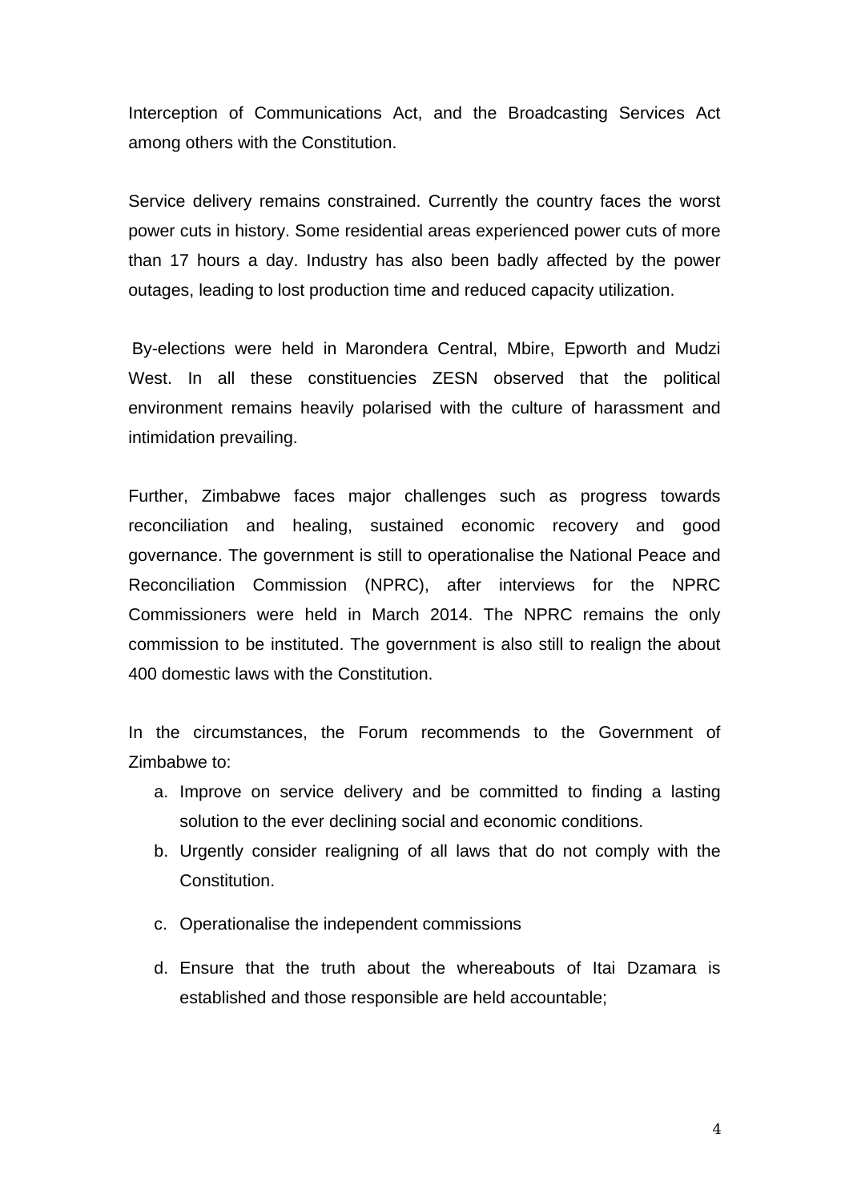Interception of Communications Act, and the Broadcasting Services Act among others with the Constitution.

Service delivery remains constrained. Currently the country faces the worst power cuts in history. Some residential areas experienced power cuts of more than 17 hours a day. Industry has also been badly affected by the power outages, leading to lost production time and reduced capacity utilization.

By-elections were held in Marondera Central, Mbire, Epworth and Mudzi West. In all these constituencies ZESN observed that the political environment remains heavily polarised with the culture of harassment and intimidation prevailing.

Further, Zimbabwe faces major challenges such as progress towards reconciliation and healing, sustained economic recovery and good governance. The government is still to operationalise the National Peace and Reconciliation Commission (NPRC), after interviews for the NPRC Commissioners were held in March 2014. The NPRC remains the only commission to be instituted. The government is also still to realign the about 400 domestic laws with the Constitution.

In the circumstances, the Forum recommends to the Government of Zimbabwe to:

a. Improve on service delivery and be committed to finding a lasting solution to the ever declining social and economic conditions.
b. Urgently consider realigning of all laws that do not comply with the Constitution.
c. Operationalise the independent commissions
d. Ensure that the truth about the whereabouts of Itai Dzamara is established and those responsible are held accountable;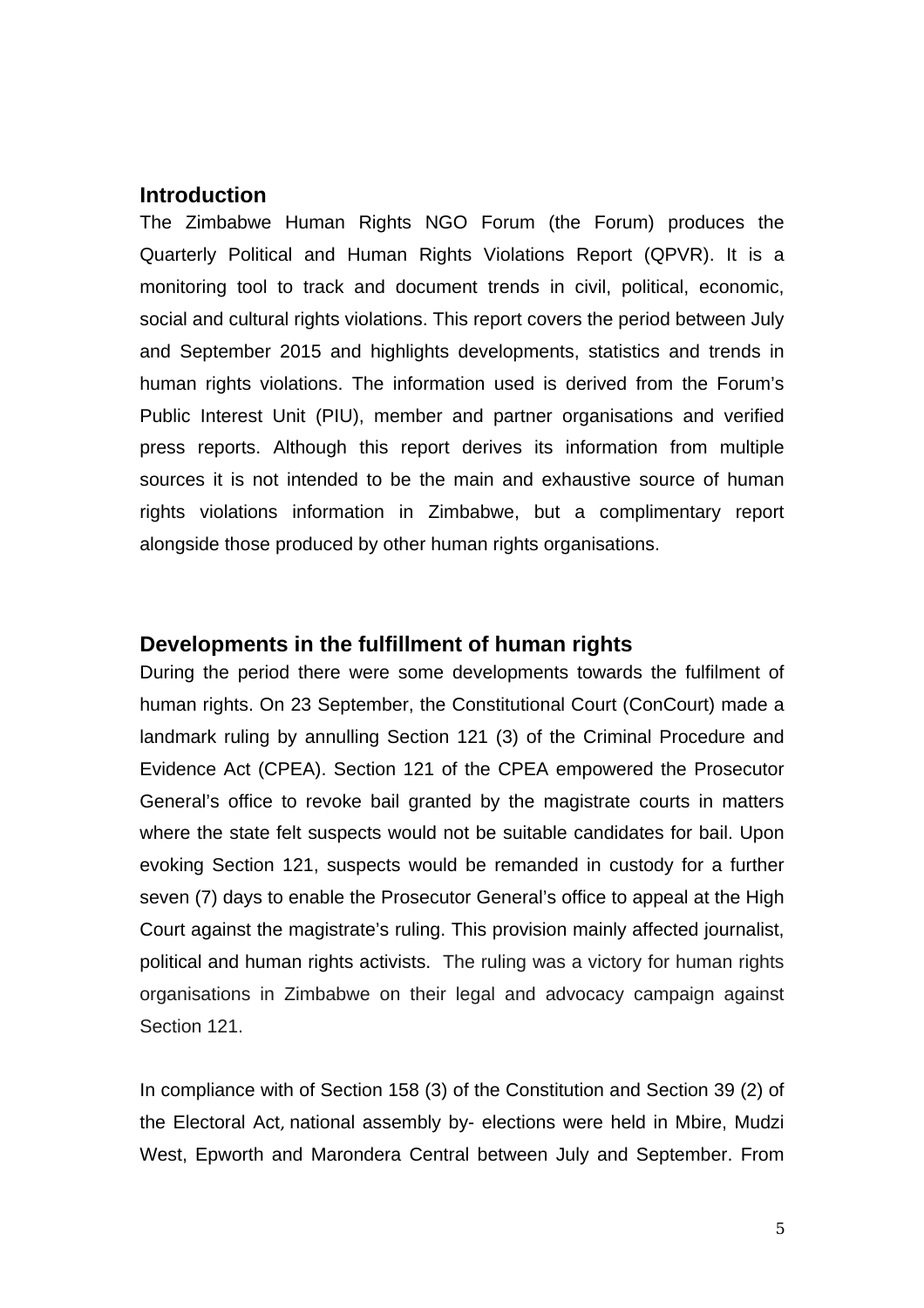## Introduction

The Zimbabwe Human Rights NGO Forum (the Forum) produces the Quarterly Political and Human Rights Violations Report (QPVR). It is a monitoring tool to track and document trends in civil, political, economic, social and cultural rights violations. This report covers the period between July and September 2015 and highlights developments, statistics and trends in human rights violations. The information used is derived from the Forum's Public Interest Unit (PIU), member and partner organisations and verified press reports. Although this report derives its information from multiple sources it is not intended to be the main and exhaustive source of human rights violations information in Zimbabwe, but a complimentary report alongside those produced by other human rights organisations.

## Developments in the fulfillment of human rights

During the period there were some developments towards the fulfilment of human rights. On 23 September, the Constitutional Court (ConCourt) made a landmark ruling by annulling Section 121 (3) of the Criminal Procedure and Evidence Act (CPEA). Section 121 of the CPEA empowered the Prosecutor General's office to revoke bail granted by the magistrate courts in matters where the state felt suspects would not be suitable candidates for bail. Upon evoking Section 121, suspects would be remanded in custody for a further seven (7) days to enable the Prosecutor General's office to appeal at the High Court against the magistrate's ruling. This provision mainly affected journalist, political and human rights activists. The ruling was a victory for human rights organisations in Zimbabwe on their legal and advocacy campaign against Section 121.

In compliance with of Section 158 (3) of the Constitution and Section 39 (2) of the Electoral Act, national assembly by- elections were held in Mbire, Mudzi West, Epworth and Marondera Central between July and September. From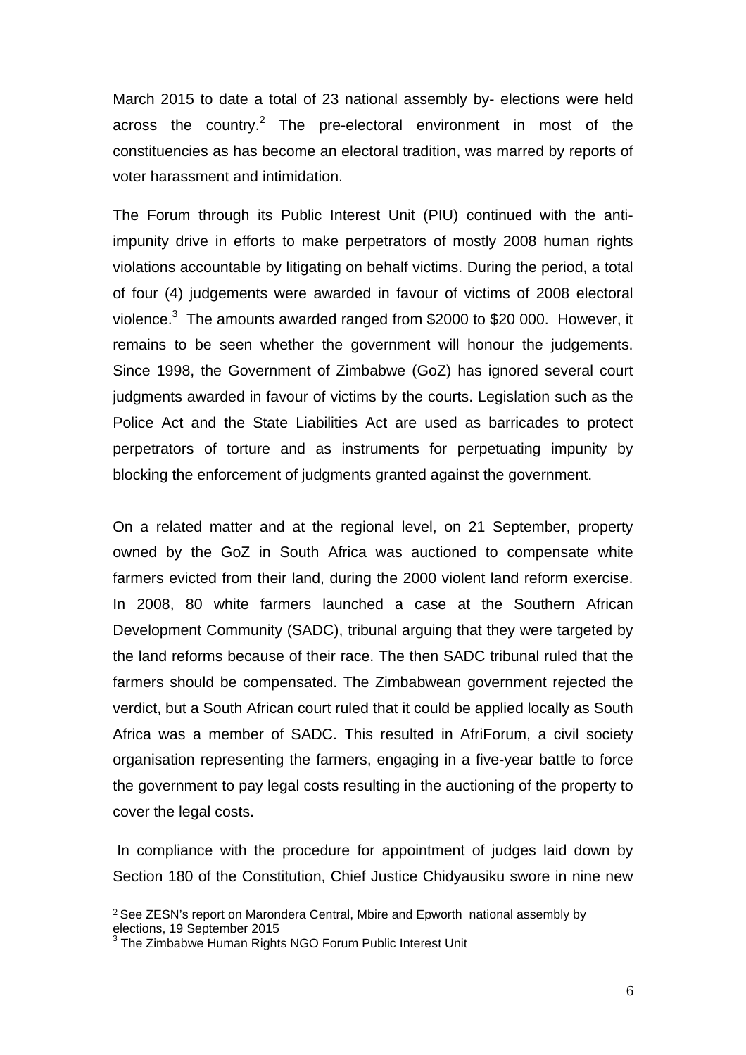March 2015 to date a total of 23 national assembly by- elections were held across the country.[2] The pre-electoral environment in most of the constituencies as has become an electoral tradition, was marred by reports of voter harassment and intimidation.

The Forum through its Public Interest Unit (PIU) continued with the anti-impunity drive in efforts to make perpetrators of mostly 2008 human rights violations accountable by litigating on behalf victims. During the period, a total of four (4) judgements were awarded in favour of victims of 2008 electoral violence.[3] The amounts awarded ranged from $2000 to $20 000. However, it remains to be seen whether the government will honour the judgements. Since 1998, the Government of Zimbabwe (GoZ) has ignored several court judgments awarded in favour of victims by the courts. Legislation such as the Police Act and the State Liabilities Act are used as barricades to protect perpetrators of torture and as instruments for perpetuating impunity by blocking the enforcement of judgments granted against the government.

On a related matter and at the regional level, on 21 September, property owned by the GoZ in South Africa was auctioned to compensate white farmers evicted from their land, during the 2000 violent land reform exercise. In 2008, 80 white farmers launched a case at the Southern African Development Community (SADC), tribunal arguing that they were targeted by the land reforms because of their race. The then SADC tribunal ruled that the farmers should be compensated. The Zimbabwean government rejected the verdict, but a South African court ruled that it could be applied locally as South Africa was a member of SADC. This resulted in AfriForum, a civil society organisation representing the farmers, engaging in a five-year battle to force the government to pay legal costs resulting in the auctioning of the property to cover the legal costs.

In compliance with the procedure for appointment of judges laid down by Section 180 of the Constitution, Chief Justice Chidyausiku swore in nine new

---

[2] See ZESN's report on Marondera Central, Mbire and Epworth national assembly by elections, 19 September 2015

[3] The Zimbabwe Human Rights NGO Forum Public Interest Unit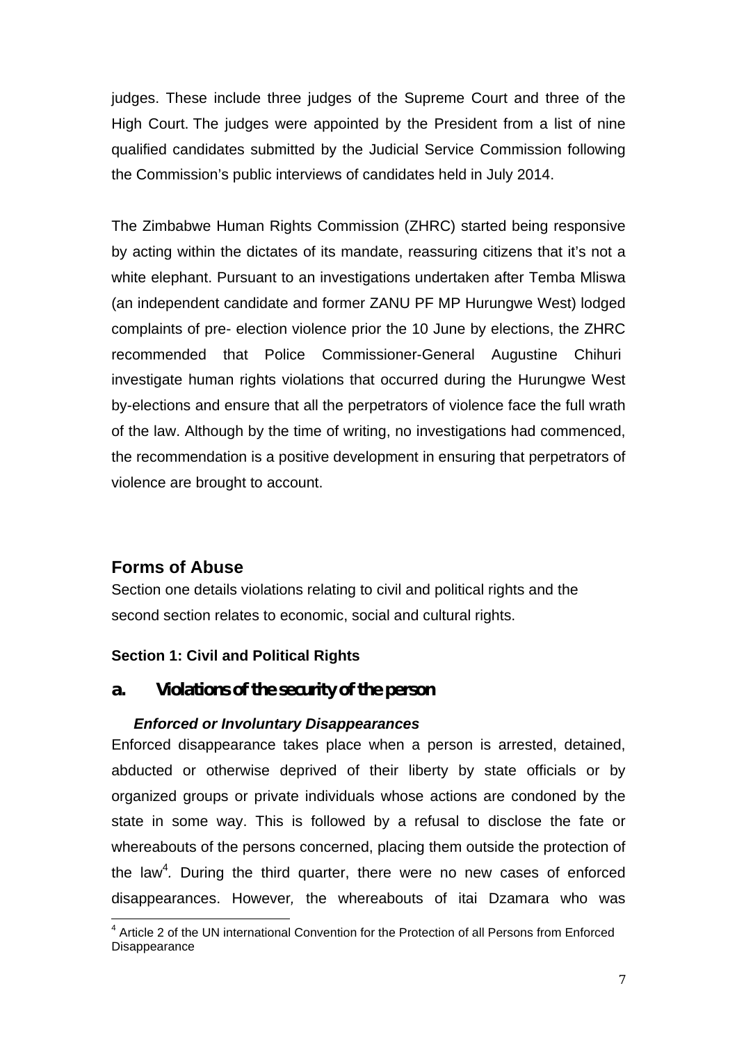judges. These include three judges of the Supreme Court and three of the High Court. The judges were appointed by the President from a list of nine qualified candidates submitted by the Judicial Service Commission following the Commission's public interviews of candidates held in July 2014.

The Zimbabwe Human Rights Commission (ZHRC) started being responsive by acting within the dictates of its mandate, reassuring citizens that it's not a white elephant. Pursuant to an investigations undertaken after Temba Mliswa (an independent candidate and former ZANU PF MP Hurungwe West) lodged complaints of pre- election violence prior the 10 June by elections, the ZHRC recommended that Police Commissioner-General Augustine Chihuri investigate human rights violations that occurred during the Hurungwe West by-elections and ensure that all the perpetrators of violence face the full wrath of the law. Although by the time of writing, no investigations had commenced, the recommendation is a positive development in ensuring that perpetrators of violence are brought to account.

## Forms of Abuse

Section one details violations relating to civil and political rights and the second section relates to economic, social and cultural rights.

#### Section 1: Civil and Political Rights

### a. Violations of the security of the person

#### *Enforced or Involuntary Disappearances*

Enforced disappearance takes place when a person is arrested, detained, abducted or otherwise deprived of their liberty by state officials or by organized groups or private individuals whose actions are condoned by the state in some way. This is followed by a refusal to disclose the fate or whereabouts of the persons concerned, placing them outside the protection of the law[4]. During the third quarter, there were no new cases of enforced disappearances. However*,* the whereabouts of itai Dzamara who was

---

[4] Article 2 of the UN international Convention for the Protection of all Persons from Enforced Disappearance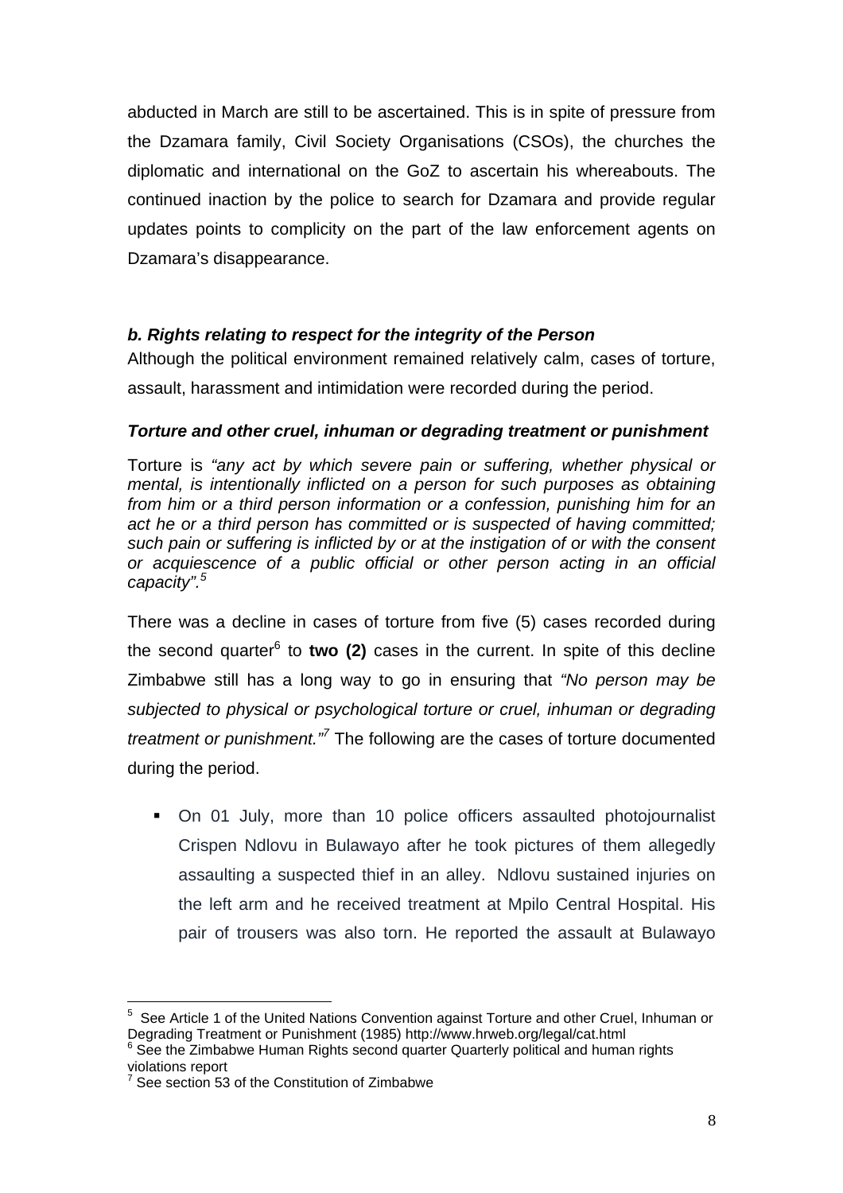abducted in March are still to be ascertained. This is in spite of pressure from the Dzamara family, Civil Society Organisations (CSOs), the churches the diplomatic and international on the GoZ to ascertain his whereabouts. The continued inaction by the police to search for Dzamara and provide regular updates points to complicity on the part of the law enforcement agents on Dzamara's disappearance.

### *b. Rights relating to respect for the integrity of the Person*

Although the political environment remained relatively calm, cases of torture, assault, harassment and intimidation were recorded during the period.

#### *Torture and other cruel, inhuman or degrading treatment or punishment*

Torture is *"any act by which severe pain or suffering, whether physical or mental, is intentionally inflicted on a person for such purposes as obtaining from him or a third person information or a confession, punishing him for an act he or a third person has committed or is suspected of having committed; such pain or suffering is inflicted by or at the instigation of or with the consent or acquiescence of a public official or other person acting in an official capacity".*[5]

There was a decline in cases of torture from five (5) cases recorded during the second quarter[6] to **two (2)** cases in the current. In spite of this decline Zimbabwe still has a long way to go in ensuring that *"No person may be subjected to physical or psychological torture or cruel, inhuman or degrading treatment or punishment."*[7] The following are the cases of torture documented during the period.

- On 01 July, more than 10 police officers assaulted photojournalist Crispen Ndlovu in Bulawayo after he took pictures of them allegedly assaulting a suspected thief in an alley. Ndlovu sustained injuries on the left arm and he received treatment at Mpilo Central Hospital. His pair of trousers was also torn. He reported the assault at Bulawayo

---

[5] See Article 1 of the United Nations Convention against Torture and other Cruel, Inhuman or Degrading Treatment or Punishment (1985) http://www.hrweb.org/legal/cat.html

[6] See the Zimbabwe Human Rights second quarter Quarterly political and human rights violations report

[7] See section 53 of the Constitution of Zimbabwe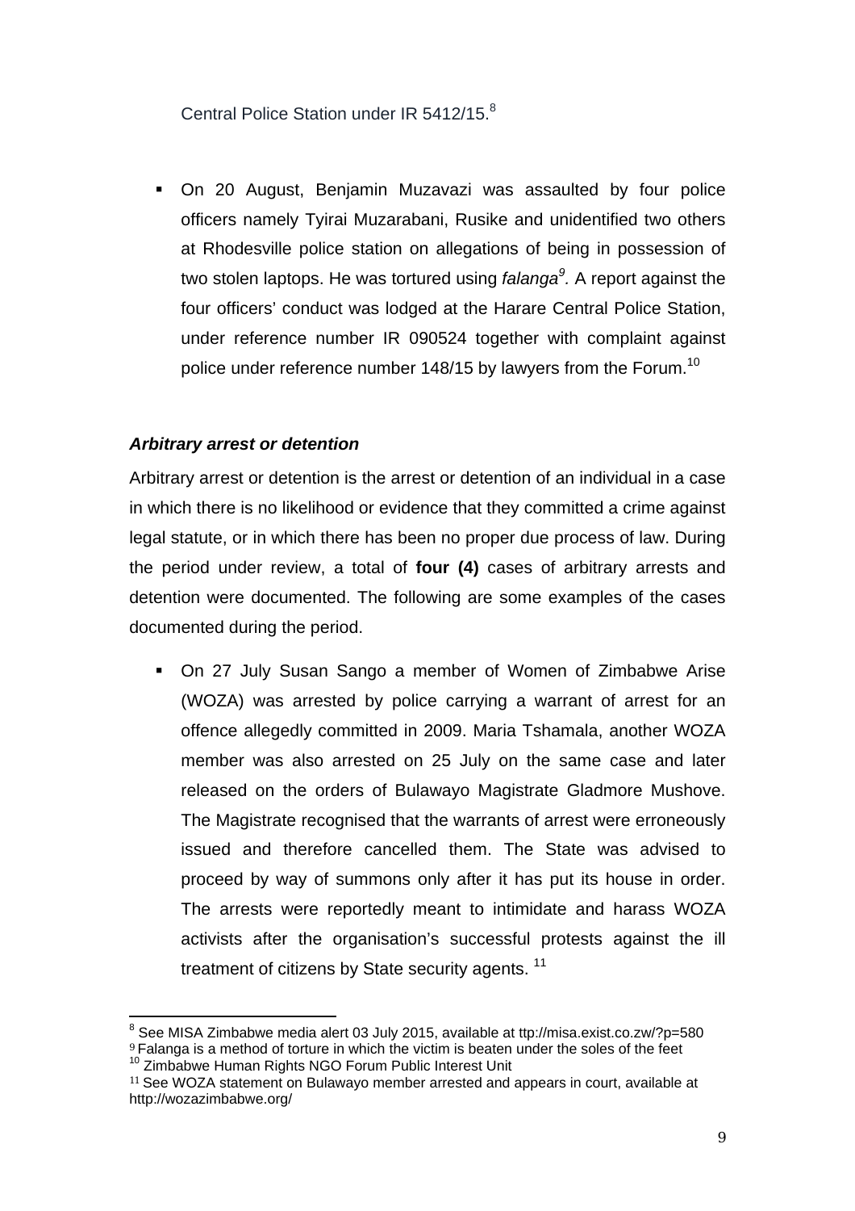Central Police Station under IR 5412/15.[8]

- On 20 August, Benjamin Muzavazi was assaulted by four police officers namely Tyirai Muzarabani, Rusike and unidentified two others at Rhodesville police station on allegations of being in possession of two stolen laptops. He was tortured using *falanga*[9]. A report against the four officers' conduct was lodged at the Harare Central Police Station, under reference number IR 090524 together with complaint against police under reference number 148/15 by lawyers from the Forum.[10]

### *Arbitrary arrest or detention*

Arbitrary arrest or detention is the arrest or detention of an individual in a case in which there is no likelihood or evidence that they committed a crime against legal statute, or in which there has been no proper due process of law. During the period under review, a total of **four (4)** cases of arbitrary arrests and detention were documented. The following are some examples of the cases documented during the period.

- On 27 July Susan Sango a member of Women of Zimbabwe Arise (WOZA) was arrested by police carrying a warrant of arrest for an offence allegedly committed in 2009. Maria Tshamala, another WOZA member was also arrested on 25 July on the same case and later released on the orders of Bulawayo Magistrate Gladmore Mushove. The Magistrate recognised that the warrants of arrest were erroneously issued and therefore cancelled them. The State was advised to proceed by way of summons only after it has put its house in order. The arrests were reportedly meant to intimidate and harass WOZA activists after the organisation's successful protests against the ill treatment of citizens by State security agents. [11]

---

[8] See MISA Zimbabwe media alert 03 July 2015, available at ttp://misa.exist.co.zw/?p=580

[9] Falanga is a method of torture in which the victim is beaten under the soles of the feet

[10] Zimbabwe Human Rights NGO Forum Public Interest Unit

[11] See WOZA statement on Bulawayo member arrested and appears in court, available at http://wozazimbabwe.org/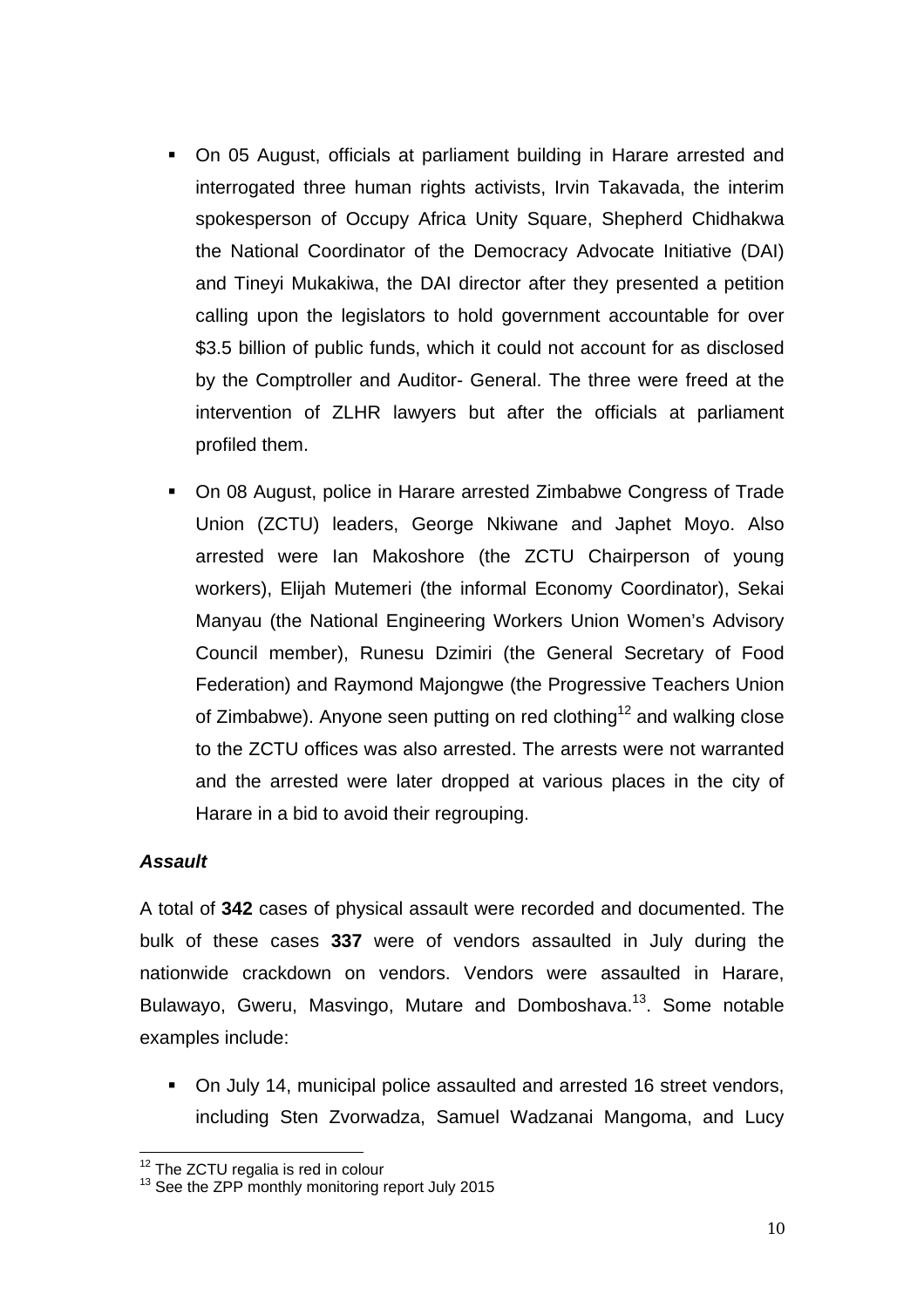- On 05 August, officials at parliament building in Harare arrested and interrogated three human rights activists, Irvin Takavada, the interim spokesperson of Occupy Africa Unity Square, Shepherd Chidhakwa the National Coordinator of the Democracy Advocate Initiative (DAI) and Tineyi Mukakiwa, the DAI director after they presented a petition calling upon the legislators to hold government accountable for over $3.5 billion of public funds, which it could not account for as disclosed by the Comptroller and Auditor- General. The three were freed at the intervention of ZLHR lawyers but after the officials at parliament profiled them.
- On 08 August, police in Harare arrested Zimbabwe Congress of Trade Union (ZCTU) leaders, George Nkiwane and Japhet Moyo. Also arrested were Ian Makoshore (the ZCTU Chairperson of young workers), Elijah Mutemeri (the informal Economy Coordinator), Sekai Manyau (the National Engineering Workers Union Women's Advisory Council member), Runesu Dzimiri (the General Secretary of Food Federation) and Raymond Majongwe (the Progressive Teachers Union of Zimbabwe). Anyone seen putting on red clothing[12] and walking close to the ZCTU offices was also arrested. The arrests were not warranted and the arrested were later dropped at various places in the city of Harare in a bid to avoid their regrouping.

***Assault***

A total of **342** cases of physical assault were recorded and documented. The bulk of these cases **337** were of vendors assaulted in July during the nationwide crackdown on vendors. Vendors were assaulted in Harare, Bulawayo, Gweru, Masvingo, Mutare and Domboshava.[13]. Some notable examples include:

- On July 14, municipal police assaulted and arrested 16 street vendors, including Sten Zvorwadza, Samuel Wadzanai Mangoma, and Lucy

---

[12] The ZCTU regalia is red in colour

[13] See the ZPP monthly monitoring report July 2015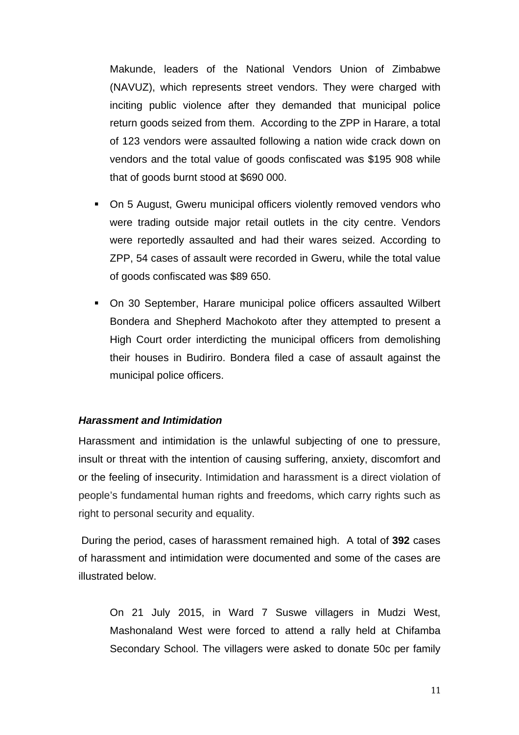Makunde, leaders of the National Vendors Union of Zimbabwe (NAVUZ), which represents street vendors. They were charged with inciting public violence after they demanded that municipal police return goods seized from them. According to the ZPP in Harare, a total of 123 vendors were assaulted following a nation wide crack down on vendors and the total value of goods confiscated was $195 908 while that of goods burnt stood at $690 000.

- On 5 August, Gweru municipal officers violently removed vendors who were trading outside major retail outlets in the city centre. Vendors were reportedly assaulted and had their wares seized. According to ZPP, 54 cases of assault were recorded in Gweru, while the total value of goods confiscated was $89 650.
- On 30 September, Harare municipal police officers assaulted Wilbert Bondera and Shepherd Machokoto after they attempted to present a High Court order interdicting the municipal officers from demolishing their houses in Budiriro. Bondera filed a case of assault against the municipal police officers.

***Harassment and Intimidation***

Harassment and intimidation is the unlawful subjecting of one to pressure, insult or threat with the intention of causing suffering, anxiety, discomfort and or the feeling of insecurity. Intimidation and harassment is a direct violation of people's fundamental human rights and freedoms, which carry rights such as right to personal security and equality.

During the period, cases of harassment remained high. A total of **392** cases of harassment and intimidation were documented and some of the cases are illustrated below.

On 21 July 2015, in Ward 7 Suswe villagers in Mudzi West, Mashonaland West were forced to attend a rally held at Chifamba Secondary School. The villagers were asked to donate 50c per family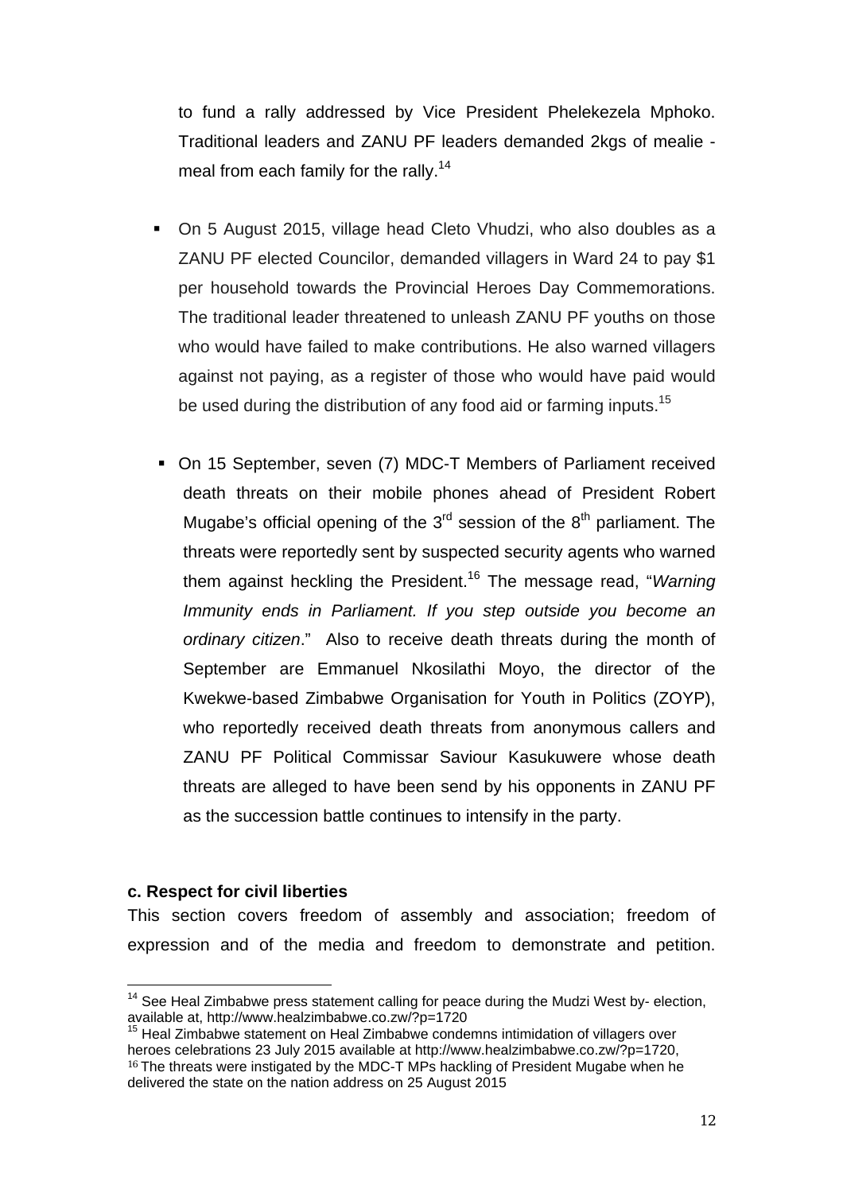to fund a rally addressed by Vice President Phelekezela Mphoko. Traditional leaders and ZANU PF leaders demanded 2kgs of mealie - meal from each family for the rally.[14]

- On 5 August 2015, village head Cleto Vhudzi, who also doubles as a ZANU PF elected Councilor, demanded villagers in Ward 24 to pay $1 per household towards the Provincial Heroes Day Commemorations. The traditional leader threatened to unleash ZANU PF youths on those who would have failed to make contributions. He also warned villagers against not paying, as a register of those who would have paid would be used during the distribution of any food aid or farming inputs.[15]

- On 15 September, seven (7) MDC-T Members of Parliament received death threats on their mobile phones ahead of President Robert Mugabe's official opening of the 3rd session of the 8th parliament. The threats were reportedly sent by suspected security agents who warned them against heckling the President.[16] The message read, "*Warning Immunity ends in Parliament. If you step outside you become an ordinary citizen*." Also to receive death threats during the month of September are Emmanuel Nkosilathi Moyo, the director of the Kwekwe-based Zimbabwe Organisation for Youth in Politics (ZOYP), who reportedly received death threats from anonymous callers and ZANU PF Political Commissar Saviour Kasukuwere whose death threats are alleged to have been send by his opponents in ZANU PF as the succession battle continues to intensify in the party.

**c. Respect for civil liberties**

This section covers freedom of assembly and association; freedom of expression and of the media and freedom to demonstrate and petition.

---

[14] See Heal Zimbabwe press statement calling for peace during the Mudzi West by- election, available at, http://www.healzimbabwe.co.zw/?p=1720

[15] Heal Zimbabwe statement on Heal Zimbabwe condemns intimidation of villagers over heroes celebrations 23 July 2015 available at http://www.healzimbabwe.co.zw/?p=1720,

[16] The threats were instigated by the MDC-T MPs hackling of President Mugabe when he delivered the state on the nation address on 25 August 2015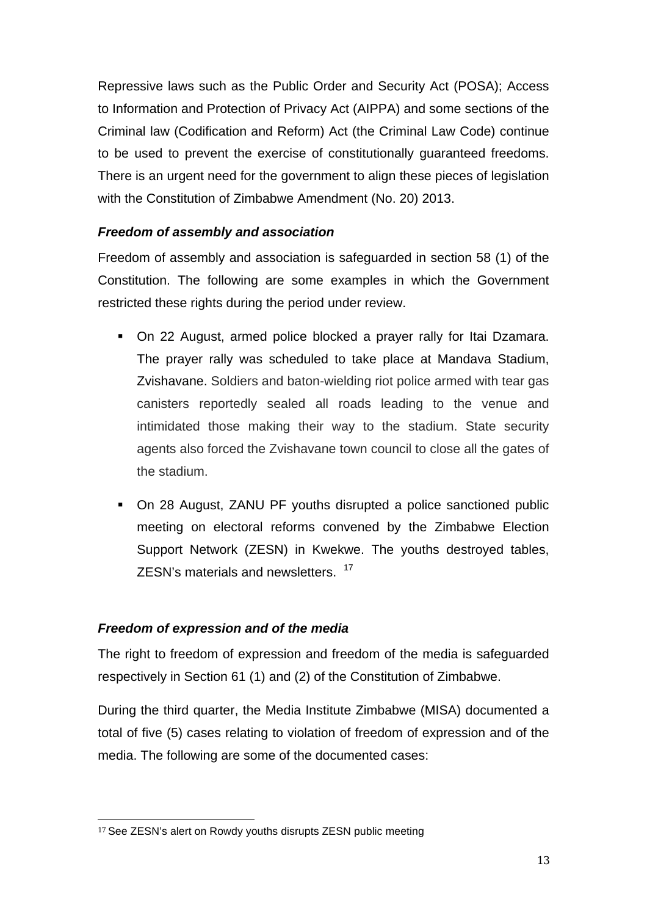Repressive laws such as the Public Order and Security Act (POSA); Access to Information and Protection of Privacy Act (AIPPA) and some sections of the Criminal law (Codification and Reform) Act (the Criminal Law Code) continue to be used to prevent the exercise of constitutionally guaranteed freedoms. There is an urgent need for the government to align these pieces of legislation with the Constitution of Zimbabwe Amendment (No. 20) 2013.

***Freedom of assembly and association***

Freedom of assembly and association is safeguarded in section 58 (1) of the Constitution. The following are some examples in which the Government restricted these rights during the period under review.

- On 22 August, armed police blocked a prayer rally for Itai Dzamara. The prayer rally was scheduled to take place at Mandava Stadium, Zvishavane. Soldiers and baton-wielding riot police armed with tear gas canisters reportedly sealed all roads leading to the venue and intimidated those making their way to the stadium. State security agents also forced the Zvishavane town council to close all the gates of the stadium.
- On 28 August, ZANU PF youths disrupted a police sanctioned public meeting on electoral reforms convened by the Zimbabwe Election Support Network (ZESN) in Kwekwe. The youths destroyed tables, ZESN's materials and newsletters. [17]

***Freedom of expression and of the media***

The right to freedom of expression and freedom of the media is safeguarded respectively in Section 61 (1) and (2) of the Constitution of Zimbabwe.

During the third quarter, the Media Institute Zimbabwe (MISA) documented a total of five (5) cases relating to violation of freedom of expression and of the media. The following are some of the documented cases:

[17] See ZESN's alert on Rowdy youths disrupts ZESN public meeting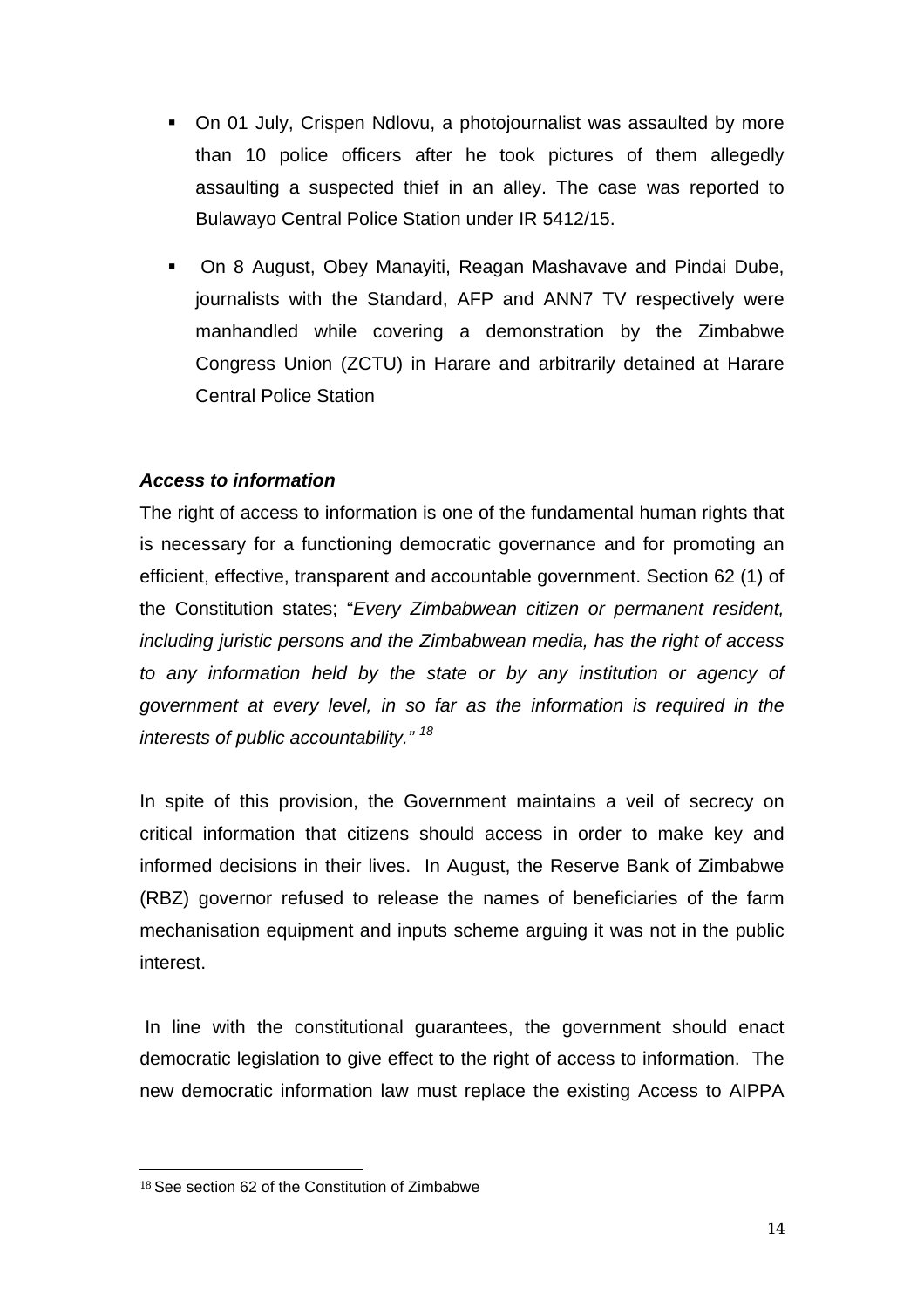- On 01 July, Crispen Ndlovu, a photojournalist was assaulted by more than 10 police officers after he took pictures of them allegedly assaulting a suspected thief in an alley. The case was reported to Bulawayo Central Police Station under IR 5412/15.
- On 8 August, Obey Manayiti, Reagan Mashavave and Pindai Dube, journalists with the Standard, AFP and ANN7 TV respectively were manhandled while covering a demonstration by the Zimbabwe Congress Union (ZCTU) in Harare and arbitrarily detained at Harare Central Police Station

***Access to information***

The right of access to information is one of the fundamental human rights that is necessary for a functioning democratic governance and for promoting an efficient, effective, transparent and accountable government. Section 62 (1) of the Constitution states; "*Every Zimbabwean citizen or permanent resident, including juristic persons and the Zimbabwean media, has the right of access to any information held by the state or by any institution or agency of government at every level, in so far as the information is required in the interests of public accountability.*" [18]

In spite of this provision, the Government maintains a veil of secrecy on critical information that citizens should access in order to make key and informed decisions in their lives. In August, the Reserve Bank of Zimbabwe (RBZ) governor refused to release the names of beneficiaries of the farm mechanisation equipment and inputs scheme arguing it was not in the public interest.

In line with the constitutional guarantees, the government should enact democratic legislation to give effect to the right of access to information. The new democratic information law must replace the existing Access to AIPPA

[18] See section 62 of the Constitution of Zimbabwe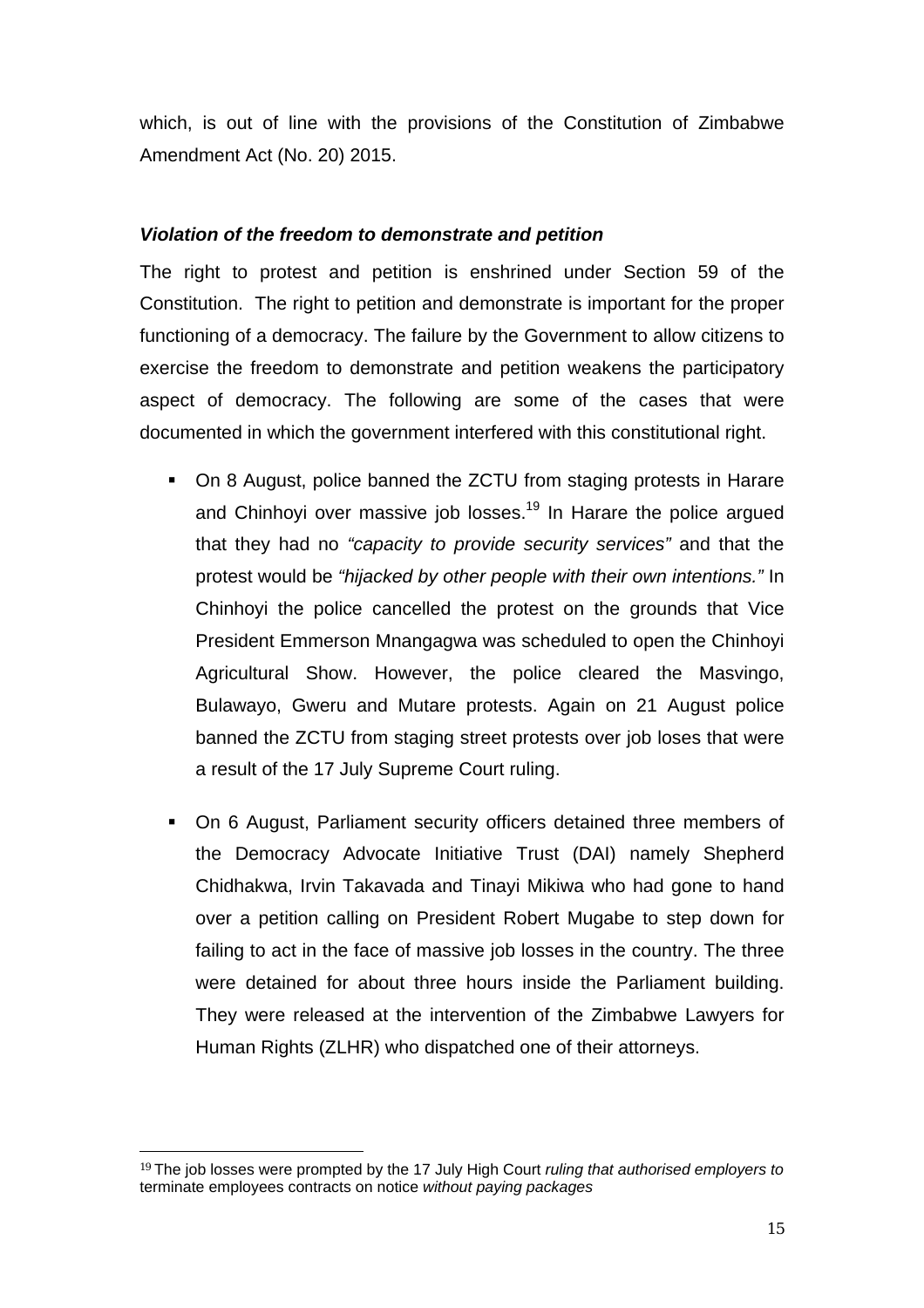which, is out of line with the provisions of the Constitution of Zimbabwe Amendment Act (No. 20) 2015.

***Violation of the freedom to demonstrate and petition***

The right to protest and petition is enshrined under Section 59 of the Constitution. The right to petition and demonstrate is important for the proper functioning of a democracy. The failure by the Government to allow citizens to exercise the freedom to demonstrate and petition weakens the participatory aspect of democracy. The following are some of the cases that were documented in which the government interfered with this constitutional right.

- On 8 August, police banned the ZCTU from staging protests in Harare and Chinhoyi over massive job losses.[19] In Harare the police argued that they had no *"capacity to provide security services"* and that the protest would be *"hijacked by other people with their own intentions."* In Chinhoyi the police cancelled the protest on the grounds that Vice President Emmerson Mnangagwa was scheduled to open the Chinhoyi Agricultural Show. However, the police cleared the Masvingo, Bulawayo, Gweru and Mutare protests. Again on 21 August police banned the ZCTU from staging street protests over job loses that were a result of the 17 July Supreme Court ruling.

- On 6 August, Parliament security officers detained three members of the Democracy Advocate Initiative Trust (DAI) namely Shepherd Chidhakwa, Irvin Takavada and Tinayi Mikiwa who had gone to hand over a petition calling on President Robert Mugabe to step down for failing to act in the face of massive job losses in the country. The three were detained for about three hours inside the Parliament building. They were released at the intervention of the Zimbabwe Lawyers for Human Rights (ZLHR) who dispatched one of their attorneys.

---

[19] The job losses were prompted by the 17 July High Court *ruling that authorised employers to* terminate employees contracts on notice *without paying packages*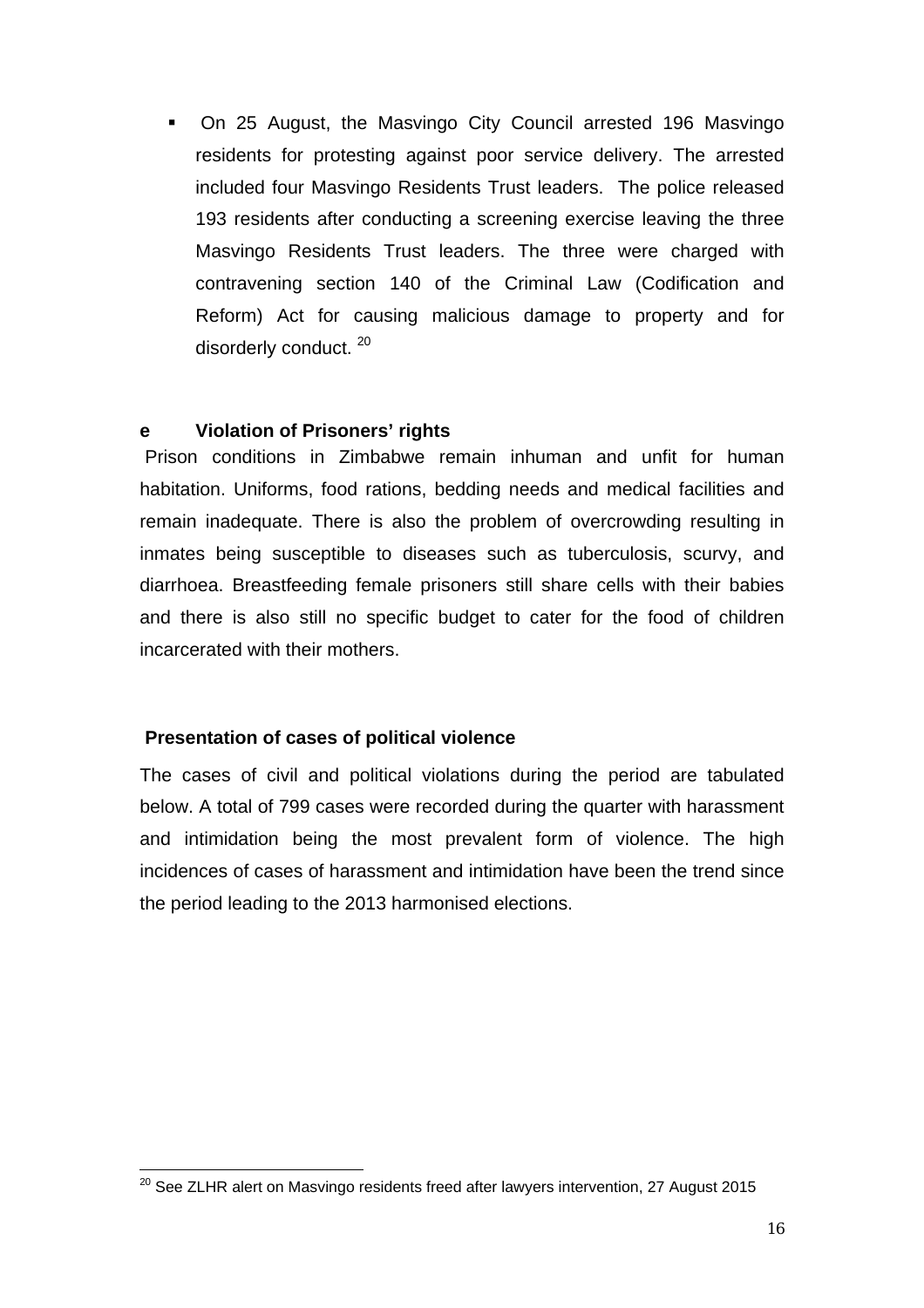- On 25 August, the Masvingo City Council arrested 196 Masvingo residents for protesting against poor service delivery. The arrested included four Masvingo Residents Trust leaders. The police released 193 residents after conducting a screening exercise leaving the three Masvingo Residents Trust leaders. The three were charged with contravening section 140 of the Criminal Law (Codification and Reform) Act for causing malicious damage to property and for disorderly conduct. [20]

**e Violation of Prisoners' rights**

Prison conditions in Zimbabwe remain inhuman and unfit for human habitation. Uniforms, food rations, bedding needs and medical facilities and remain inadequate. There is also the problem of overcrowding resulting in inmates being susceptible to diseases such as tuberculosis, scurvy, and diarrhoea. Breastfeeding female prisoners still share cells with their babies and there is also still no specific budget to cater for the food of children incarcerated with their mothers.

**Presentation of cases of political violence**

The cases of civil and political violations during the period are tabulated below. A total of 799 cases were recorded during the quarter with harassment and intimidation being the most prevalent form of violence. The high incidences of cases of harassment and intimidation have been the trend since the period leading to the 2013 harmonised elections.

[20] See ZLHR alert on Masvingo residents freed after lawyers intervention, 27 August 2015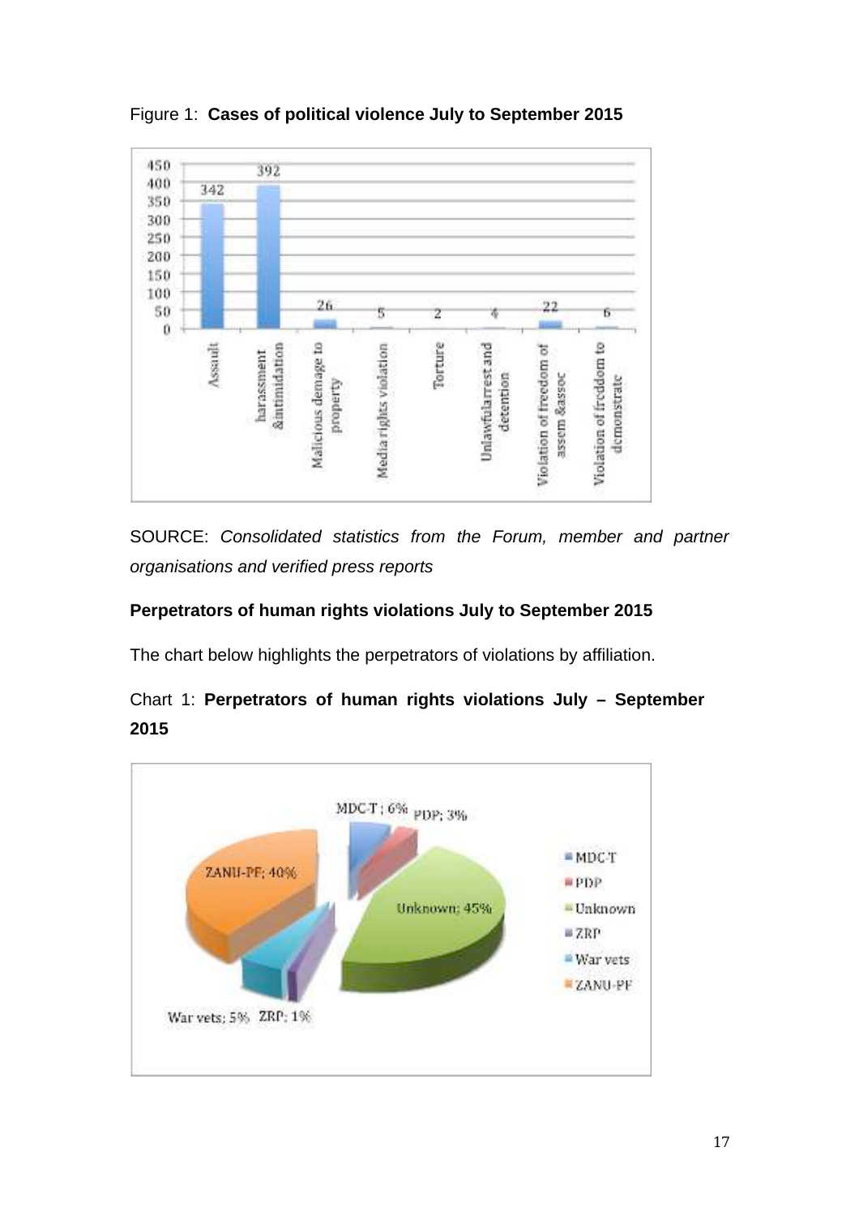Figure 1: **Cases of political violence July to September 2015**

SOURCE: *Consolidated statistics from the Forum, member and partner organisations and verified press reports*

**Perpetrators of human rights violations July to September 2015**

The chart below highlights the perpetrators of violations by affiliation.

Chart 1: **Perpetrators of human rights violations July – September 2015**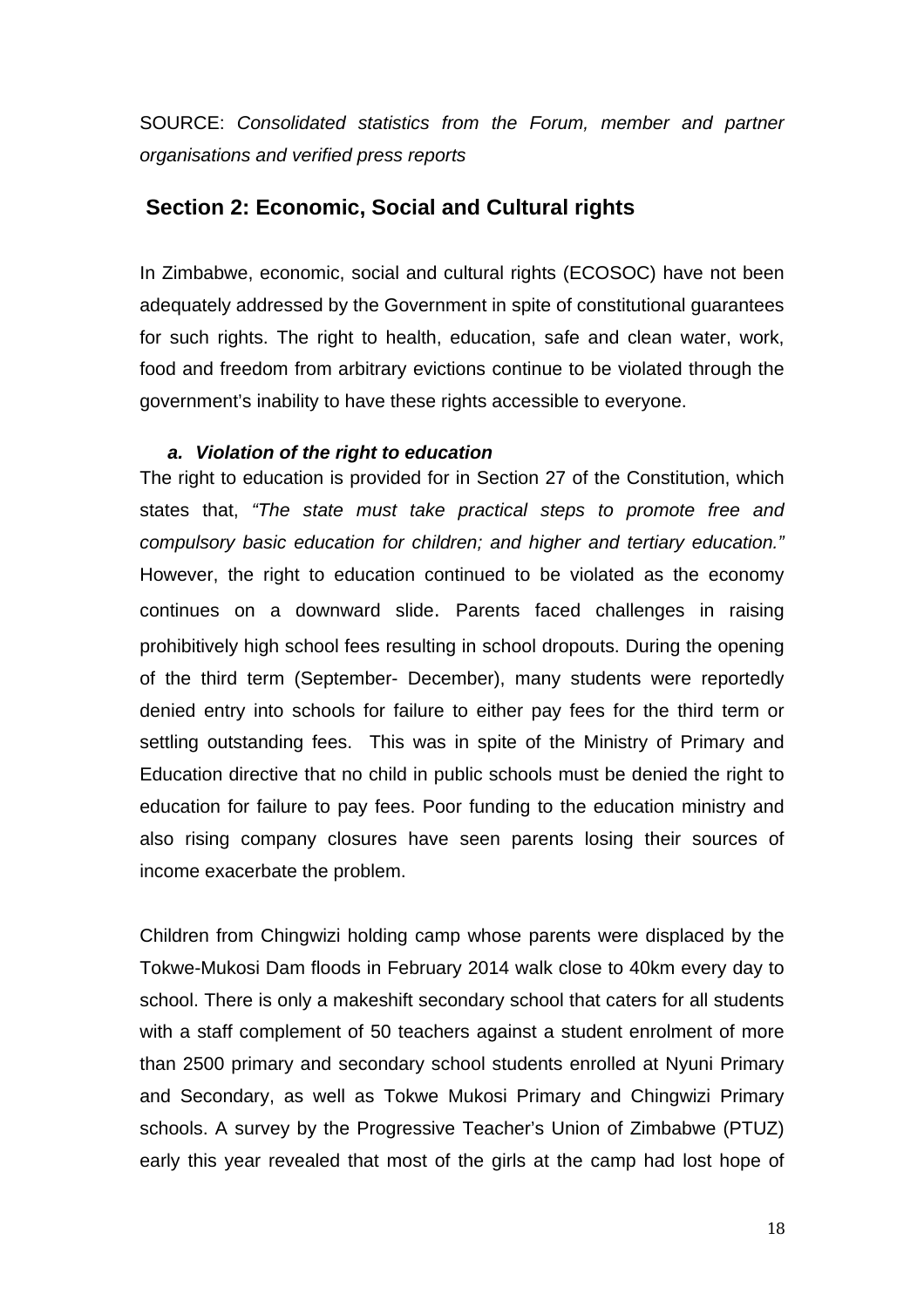SOURCE: *Consolidated statistics from the Forum, member and partner organisations and verified press reports*

## Section 2: Economic, Social and Cultural rights

In Zimbabwe, economic, social and cultural rights (ECOSOC) have not been adequately addressed by the Government in spite of constitutional guarantees for such rights. The right to health, education, safe and clean water, work, food and freedom from arbitrary evictions continue to be violated through the government's inability to have these rights accessible to everyone.

### *a. Violation of the right to education*

The right to education is provided for in Section 27 of the Constitution, which states that, *"The state must take practical steps to promote free and compulsory basic education for children; and higher and tertiary education."* However, the right to education continued to be violated as the economy continues on a downward slide. Parents faced challenges in raising prohibitively high school fees resulting in school dropouts. During the opening of the third term (September- December), many students were reportedly denied entry into schools for failure to either pay fees for the third term or settling outstanding fees. This was in spite of the Ministry of Primary and Education directive that no child in public schools must be denied the right to education for failure to pay fees. Poor funding to the education ministry and also rising company closures have seen parents losing their sources of income exacerbate the problem.

Children from Chingwizi holding camp whose parents were displaced by the Tokwe-Mukosi Dam floods in February 2014 walk close to 40km every day to school. There is only a makeshift secondary school that caters for all students with a staff complement of 50 teachers against a student enrolment of more than 2500 primary and secondary school students enrolled at Nyuni Primary and Secondary, as well as Tokwe Mukosi Primary and Chingwizi Primary schools. A survey by the Progressive Teacher's Union of Zimbabwe (PTUZ) early this year revealed that most of the girls at the camp had lost hope of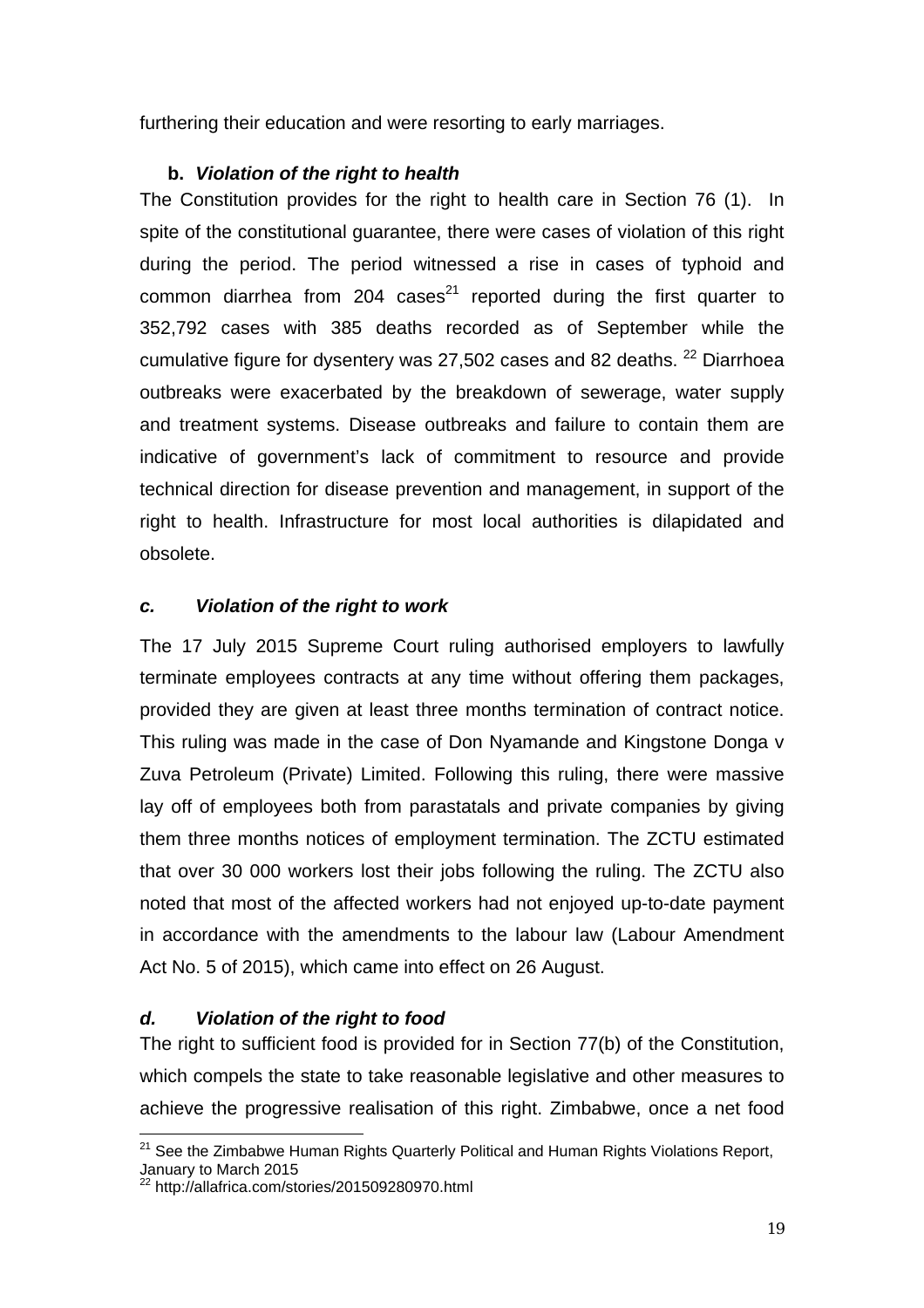furthering their education and were resorting to early marriages.

### b. *Violation of the right to health*

The Constitution provides for the right to health care in Section 76 (1). In spite of the constitutional guarantee, there were cases of violation of this right during the period. The period witnessed a rise in cases of typhoid and common diarrhea from 204 cases[21] reported during the first quarter to 352,792 cases with 385 deaths recorded as of September while the cumulative figure for dysentery was 27,502 cases and 82 deaths. [22] Diarrhoea outbreaks were exacerbated by the breakdown of sewerage, water supply and treatment systems. Disease outbreaks and failure to contain them are indicative of government's lack of commitment to resource and provide technical direction for disease prevention and management, in support of the right to health. Infrastructure for most local authorities is dilapidated and obsolete.

### *c. Violation of the right to work*

The 17 July 2015 Supreme Court ruling authorised employers to lawfully terminate employees contracts at any time without offering them packages, provided they are given at least three months termination of contract notice. This ruling was made in the case of Don Nyamande and Kingstone Donga v Zuva Petroleum (Private) Limited. Following this ruling, there were massive lay off of employees both from parastatals and private companies by giving them three months notices of employment termination. The ZCTU estimated that over 30 000 workers lost their jobs following the ruling. The ZCTU also noted that most of the affected workers had not enjoyed up-to-date payment in accordance with the amendments to the labour law (Labour Amendment Act No. 5 of 2015), which came into effect on 26 August.

### *d. Violation of the right to food*

The right to sufficient food is provided for in Section 77(b) of the Constitution, which compels the state to take reasonable legislative and other measures to achieve the progressive realisation of this right. Zimbabwe, once a net food

---

[21] See the Zimbabwe Human Rights Quarterly Political and Human Rights Violations Report, January to March 2015

[22] http://allafrica.com/stories/201509280970.html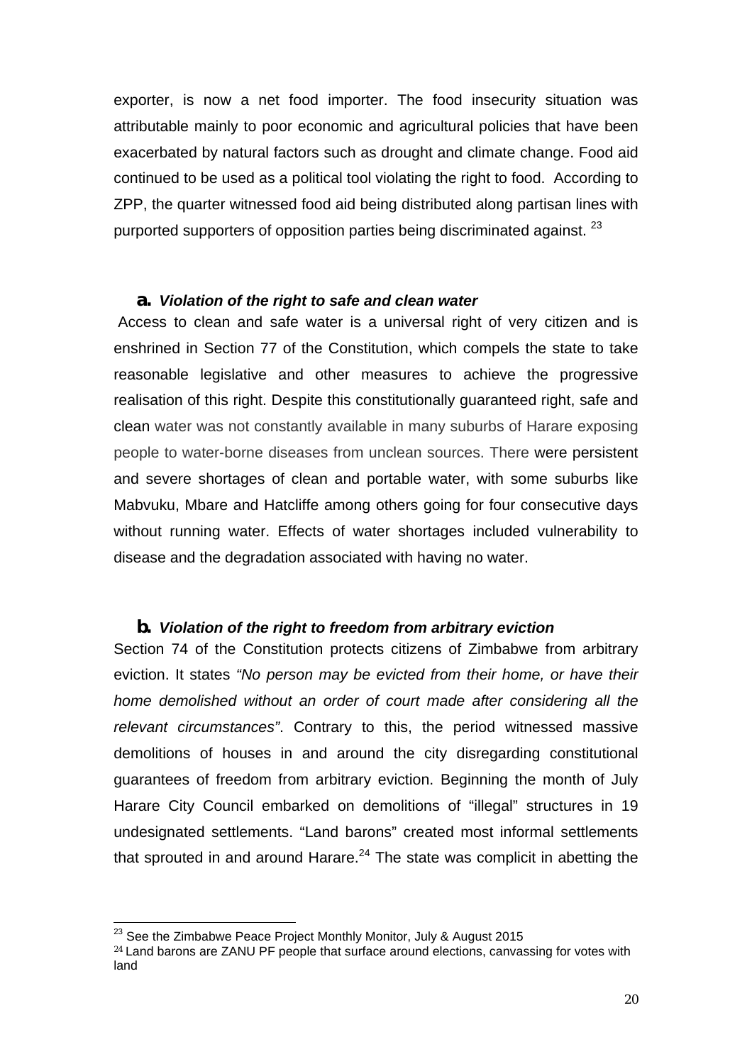exporter, is now a net food importer. The food insecurity situation was attributable mainly to poor economic and agricultural policies that have been exacerbated by natural factors such as drought and climate change. Food aid continued to be used as a political tool violating the right to food. According to ZPP, the quarter witnessed food aid being distributed along partisan lines with purported supporters of opposition parties being discriminated against. [23]

**a. *Violation of the right to safe and clean water***

Access to clean and safe water is a universal right of very citizen and is enshrined in Section 77 of the Constitution, which compels the state to take reasonable legislative and other measures to achieve the progressive realisation of this right. Despite this constitutionally guaranteed right, safe and clean water was not constantly available in many suburbs of Harare exposing people to water-borne diseases from unclean sources. There were persistent and severe shortages of clean and portable water, with some suburbs like Mabvuku, Mbare and Hatcliffe among others going for four consecutive days without running water. Effects of water shortages included vulnerability to disease and the degradation associated with having no water.

**b. *Violation of the right to freedom from arbitrary eviction***

Section 74 of the Constitution protects citizens of Zimbabwe from arbitrary eviction. It states *"No person may be evicted from their home, or have their home demolished without an order of court made after considering all the relevant circumstances"*. Contrary to this, the period witnessed massive demolitions of houses in and around the city disregarding constitutional guarantees of freedom from arbitrary eviction. Beginning the month of July Harare City Council embarked on demolitions of "illegal" structures in 19 undesignated settlements. "Land barons" created most informal settlements that sprouted in and around Harare.[24] The state was complicit in abetting the

---

[23] See the Zimbabwe Peace Project Monthly Monitor, July & August 2015

[24] Land barons are ZANU PF people that surface around elections, canvassing for votes with land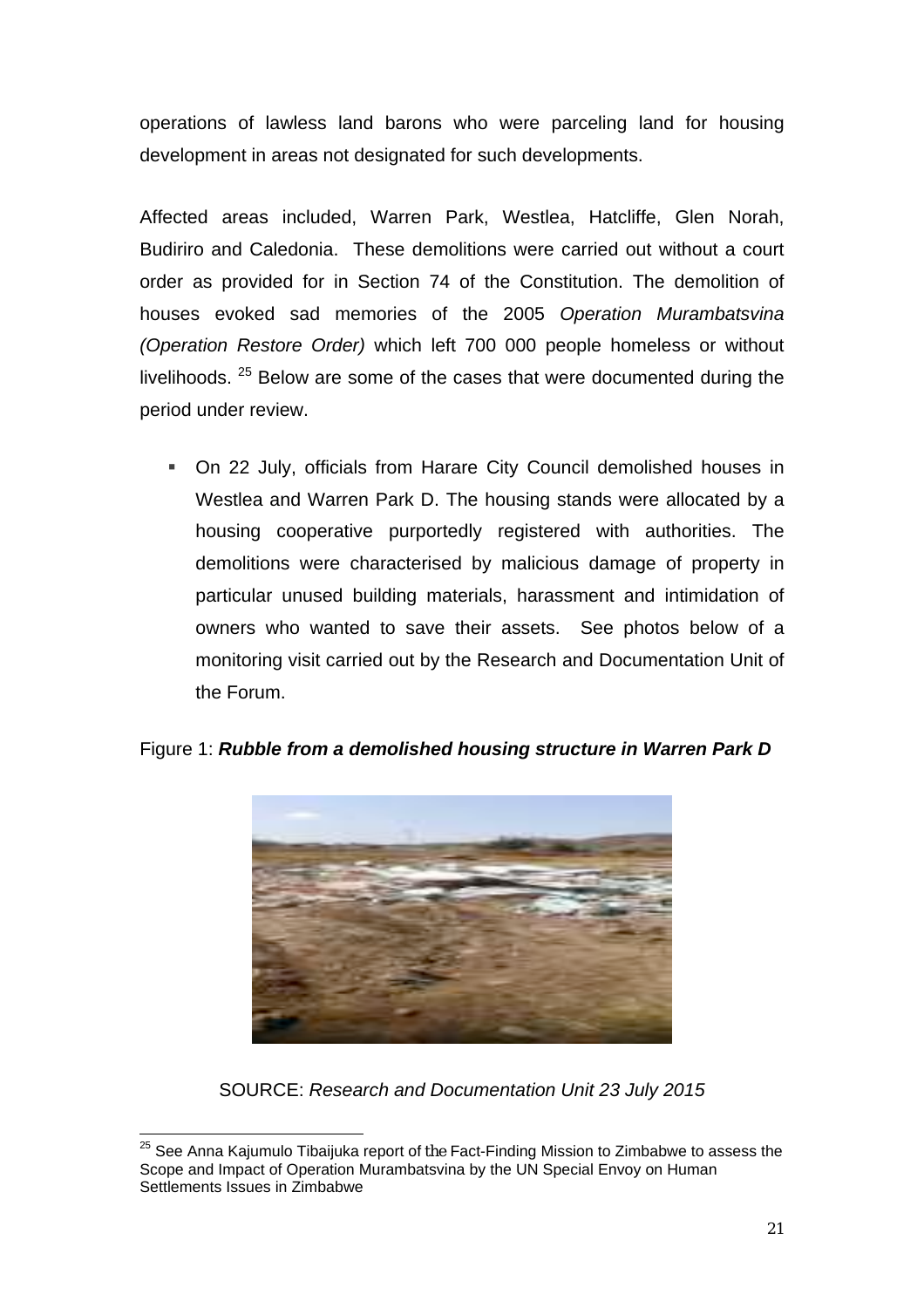operations of lawless land barons who were parceling land for housing development in areas not designated for such developments.

Affected areas included, Warren Park, Westlea, Hatcliffe, Glen Norah, Budiriro and Caledonia. These demolitions were carried out without a court order as provided for in Section 74 of the Constitution. The demolition of houses evoked sad memories of the 2005 *Operation Murambatsvina (Operation Restore Order)* which left 700 000 people homeless or without livelihoods. [25] Below are some of the cases that were documented during the period under review.

- On 22 July, officials from Harare City Council demolished houses in Westlea and Warren Park D. The housing stands were allocated by a housing cooperative purportedly registered with authorities. The demolitions were characterised by malicious damage of property in particular unused building materials, harassment and intimidation of owners who wanted to save their assets. See photos below of a monitoring visit carried out by the Research and Documentation Unit of the Forum.

Figure 1: ***Rubble from a demolished housing structure in Warren Park D***

SOURCE: *Research and Documentation Unit 23 July 2015*

---

[25] See Anna Kajumulo Tibaijuka report of the Fact-Finding Mission to Zimbabwe to assess the Scope and Impact of Operation Murambatsvina by the UN Special Envoy on Human Settlements Issues in Zimbabwe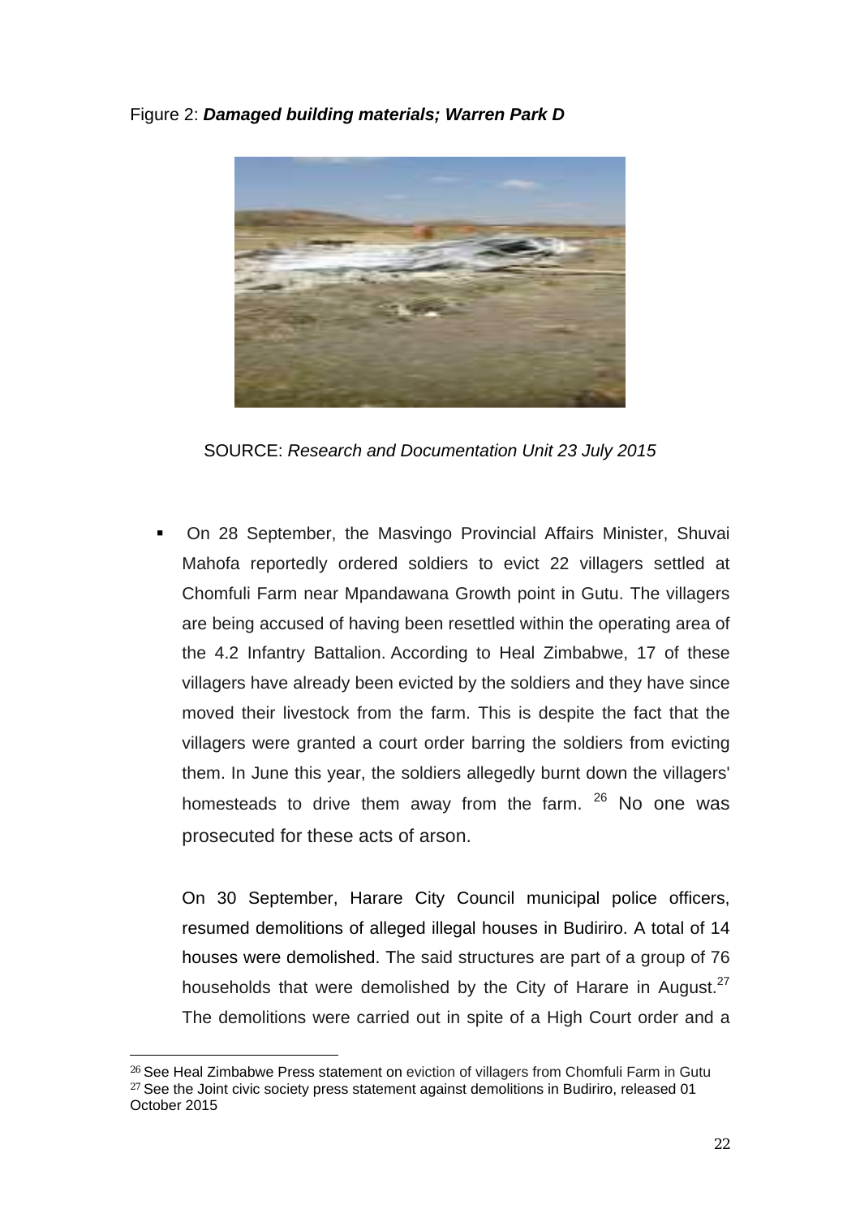Figure 2: ***Damaged building materials; Warren Park D***

SOURCE: *Research and Documentation Unit 23 July 2015*

- On 28 September, the Masvingo Provincial Affairs Minister, Shuvai Mahofa reportedly ordered soldiers to evict 22 villagers settled at Chomfuli Farm near Mpandawana Growth point in Gutu. The villagers are being accused of having been resettled within the operating area of the 4.2 Infantry Battalion. According to Heal Zimbabwe, 17 of these villagers have already been evicted by the soldiers and they have since moved their livestock from the farm. This is despite the fact that the villagers were granted a court order barring the soldiers from evicting them. In June this year, the soldiers allegedly burnt down the villagers' homesteads to drive them away from the farm. [26] No one was prosecuted for these acts of arson.

  On 30 September, Harare City Council municipal police officers, resumed demolitions of alleged illegal houses in Budiriro. A total of 14 houses were demolished. The said structures are part of a group of 76 households that were demolished by the City of Harare in August.[27] The demolitions were carried out in spite of a High Court order and a

---

[26] See Heal Zimbabwe Press statement on eviction of villagers from Chomfuli Farm in Gutu

[27] See the Joint civic society press statement against demolitions in Budiriro, released 01 October 2015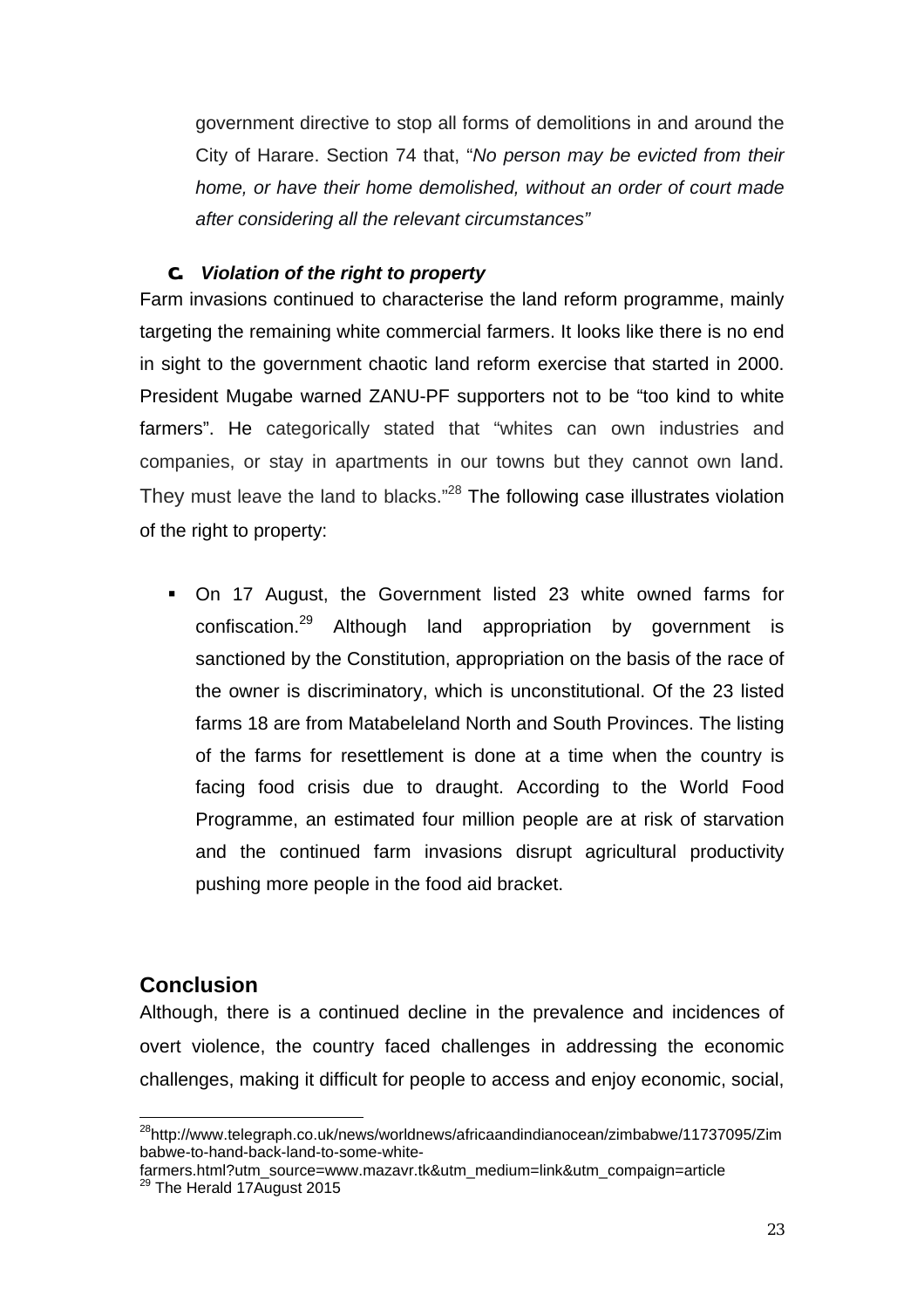government directive to stop all forms of demolitions in and around the City of Harare. Section 74 that, "*No person may be evicted from their home, or have their home demolished, without an order of court made after considering all the relevant circumstances"*

### c. *Violation of the right to property*

Farm invasions continued to characterise the land reform programme, mainly targeting the remaining white commercial farmers. It looks like there is no end in sight to the government chaotic land reform exercise that started in 2000. President Mugabe warned ZANU-PF supporters not to be "too kind to white farmers". He categorically stated that "whites can own industries and companies, or stay in apartments in our towns but they cannot own land. They must leave the land to blacks."[28] The following case illustrates violation of the right to property:

- On 17 August, the Government listed 23 white owned farms for confiscation.[29] Although land appropriation by government is sanctioned by the Constitution, appropriation on the basis of the race of the owner is discriminatory, which is unconstitutional. Of the 23 listed farms 18 are from Matabeleland North and South Provinces. The listing of the farms for resettlement is done at a time when the country is facing food crisis due to draught. According to the World Food Programme, an estimated four million people are at risk of starvation and the continued farm invasions disrupt agricultural productivity pushing more people in the food aid bracket.

## Conclusion

Although, there is a continued decline in the prevalence and incidences of overt violence, the country faced challenges in addressing the economic challenges, making it difficult for people to access and enjoy economic, social,

---

[28] http://www.telegraph.co.uk/news/worldnews/africaandindianocean/zimbabwe/11737095/Zimbabwe-to-hand-back-land-to-some-white-farmers.html?utm_source=www.mazavr.tk&utm_medium=link&utm_compaign=article

[29] The Herald 17August 2015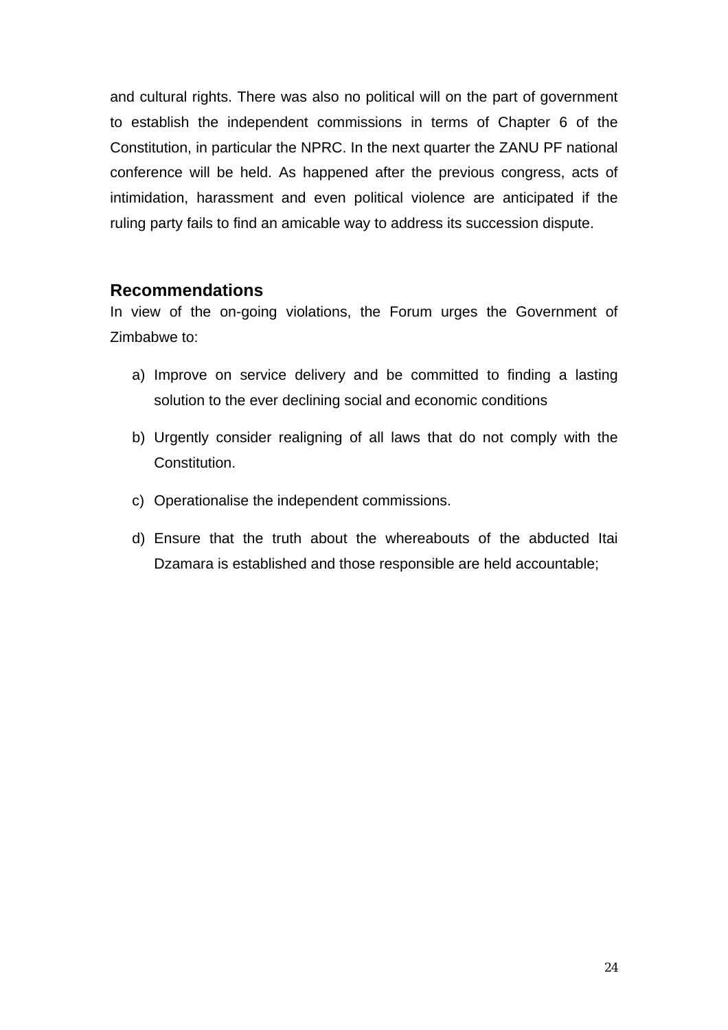and cultural rights. There was also no political will on the part of government to establish the independent commissions in terms of Chapter 6 of the Constitution, in particular the NPRC. In the next quarter the ZANU PF national conference will be held. As happened after the previous congress, acts of intimidation, harassment and even political violence are anticipated if the ruling party fails to find an amicable way to address its succession dispute.

## Recommendations

In view of the on-going violations, the Forum urges the Government of Zimbabwe to:

a) Improve on service delivery and be committed to finding a lasting solution to the ever declining social and economic conditions

b) Urgently consider realigning of all laws that do not comply with the Constitution.

c) Operationalise the independent commissions.

d) Ensure that the truth about the whereabouts of the abducted Itai Dzamara is established and those responsible are held accountable;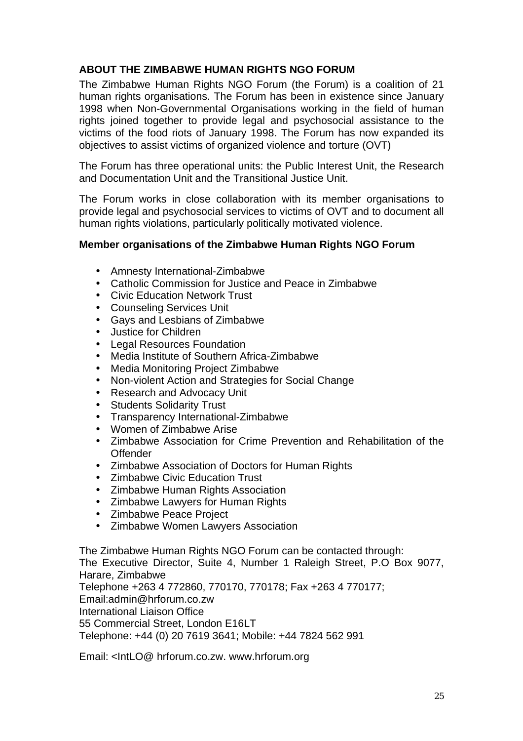**ABOUT THE ZIMBABWE HUMAN RIGHTS NGO FORUM**

The Zimbabwe Human Rights NGO Forum (the Forum) is a coalition of 21 human rights organisations. The Forum has been in existence since January 1998 when Non-Governmental Organisations working in the field of human rights joined together to provide legal and psychosocial assistance to the victims of the food riots of January 1998. The Forum has now expanded its objectives to assist victims of organized violence and torture (OVT)

The Forum has three operational units: the Public Interest Unit, the Research and Documentation Unit and the Transitional Justice Unit.

The Forum works in close collaboration with its member organisations to provide legal and psychosocial services to victims of OVT and to document all human rights violations, particularly politically motivated violence.

**Member organisations of the Zimbabwe Human Rights NGO Forum**

- Amnesty International-Zimbabwe
- Catholic Commission for Justice and Peace in Zimbabwe
- Civic Education Network Trust
- Counseling Services Unit
- Gays and Lesbians of Zimbabwe
- Justice for Children
- Legal Resources Foundation
- Media Institute of Southern Africa-Zimbabwe
- Media Monitoring Project Zimbabwe
- Non-violent Action and Strategies for Social Change
- Research and Advocacy Unit
- Students Solidarity Trust
- Transparency International-Zimbabwe
- Women of Zimbabwe Arise
- Zimbabwe Association for Crime Prevention and Rehabilitation of the Offender
- Zimbabwe Association of Doctors for Human Rights
- Zimbabwe Civic Education Trust
- Zimbabwe Human Rights Association
- Zimbabwe Lawyers for Human Rights
- Zimbabwe Peace Project
- Zimbabwe Women Lawyers Association

The Zimbabwe Human Rights NGO Forum can be contacted through:
The Executive Director, Suite 4, Number 1 Raleigh Street, P.O Box 9077, Harare, Zimbabwe
Telephone +263 4 772860, 770170, 770178; Fax +263 4 770177;
Email:admin@hrforum.co.zw
International Liaison Office
55 Commercial Street, London E16LT
Telephone: +44 (0) 20 7619 3641; Mobile: +44 7824 562 991

Email: <IntLO@ hrforum.co.zw. www.hrforum.org